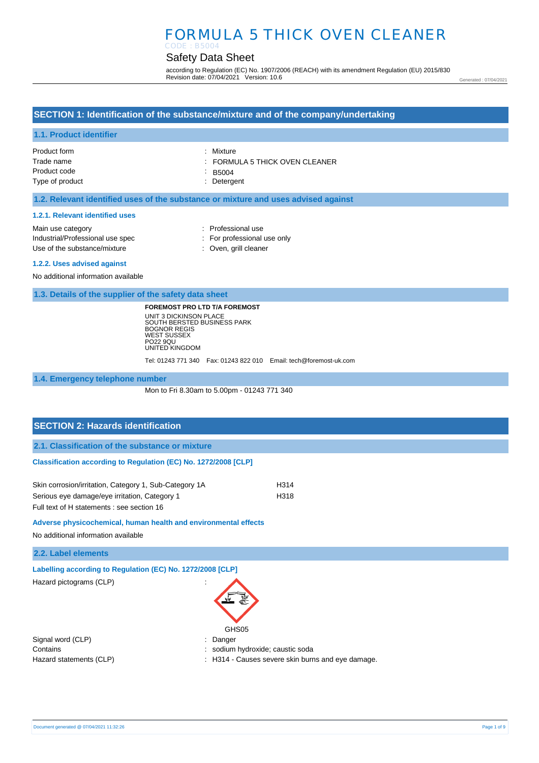# FORMULA 5 THICK OVEN CLEANER

CODE : B5004

## Safety Data Sheet

according to Regulation (EC) No. 1907/2006 (REACH) with its amendment Regulation (EU) 2015/830
Revision date: 07/04/2021 Version: 10.6

Generated : 07/04/2021

## SECTION 1: Identification of the substance/mixture and of the company/undertaking

### 1.1. Product identifier

Product form : Mixture
Trade name : FORMULA 5 THICK OVEN CLEANER
Product code : B5004
Type of product : Detergent

### 1.2. Relevant identified uses of the substance or mixture and uses advised against

#### 1.2.1. Relevant identified uses

Main use category : Professional use
Industrial/Professional use spec : For professional use only
Use of the substance/mixture : Oven, grill cleaner

#### 1.2.2. Uses advised against

No additional information available

### 1.3. Details of the supplier of the safety data sheet

**FOREMOST PRO LTD T/A FOREMOST**
UNIT 3 DICKINSON PLACE
SOUTH BERSTED BUSINESS PARK
BOGNOR REGIS
WEST SUSSEX
PO22 9QU
UNITED KINGDOM

Tel: 01243 771 340 Fax: 01243 822 010 Email: tech@foremost-uk.com

### 1.4. Emergency telephone number

Mon to Fri 8.30am to 5.00pm - 01243 771 340

## SECTION 2: Hazards identification

### 2.1. Classification of the substance or mixture

#### Classification according to Regulation (EC) No. 1272/2008 [CLP]

Skin corrosion/irritation, Category 1, Sub-Category 1A H314
Serious eye damage/eye irritation, Category 1 H318
Full text of H statements : see section 16

#### Adverse physicochemical, human health and environmental effects

No additional information available

### 2.2. Label elements

#### Labelling according to Regulation (EC) No. 1272/2008 [CLP]

Hazard pictograms (CLP) :

GHS05

Signal word (CLP) : Danger
Contains : sodium hydroxide; caustic soda
Hazard statements (CLP) : H314 - Causes severe skin burns and eye damage.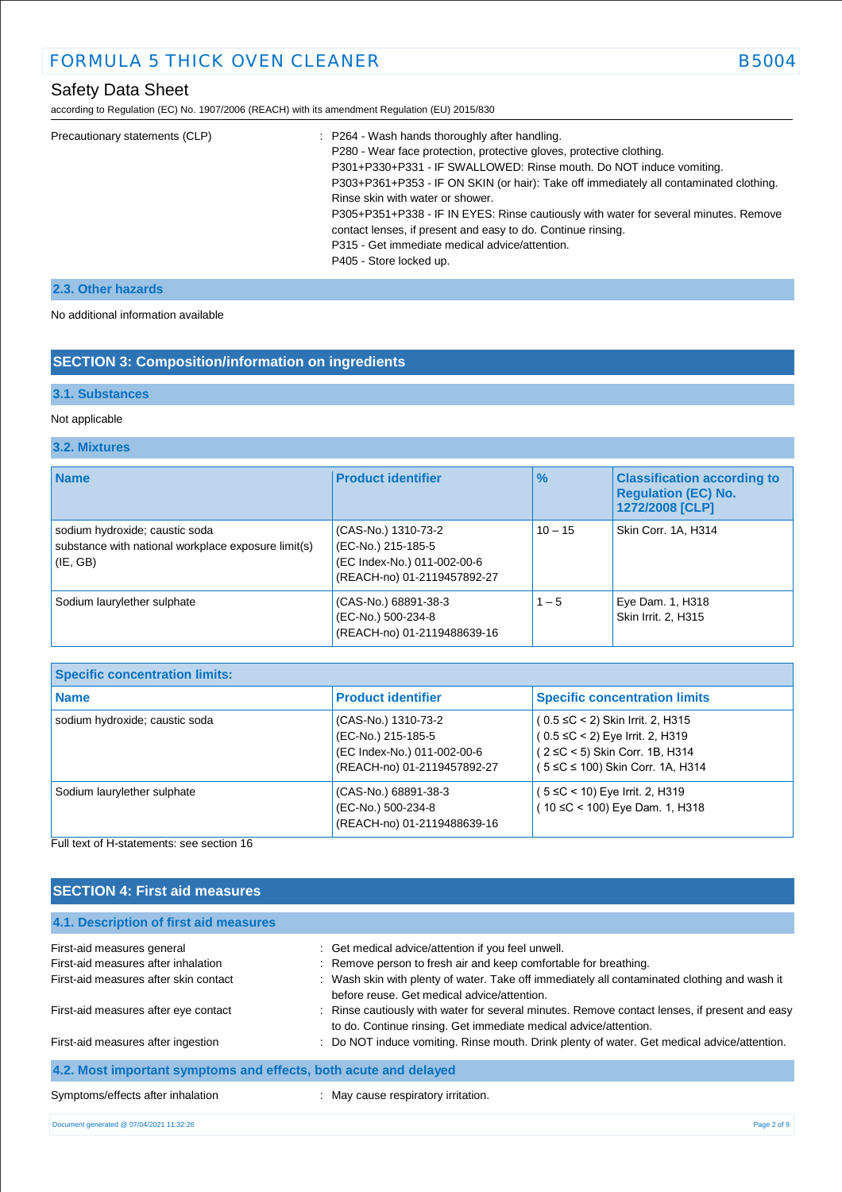Precautionary statements (CLP) : P264 - Wash hands thoroughly after handling.
P280 - Wear face protection, protective gloves, protective clothing.
P301+P330+P331 - IF SWALLOWED: Rinse mouth. Do NOT induce vomiting.
P303+P361+P353 - IF ON SKIN (or hair): Take off immediately all contaminated clothing. Rinse skin with water or shower.
P305+P351+P338 - IF IN EYES: Rinse cautiously with water for several minutes. Remove contact lenses, if present and easy to do. Continue rinsing.
P315 - Get immediate medical advice/attention.
P405 - Store locked up.

### 2.3. Other hazards

No additional information available

## SECTION 3: Composition/information on ingredients

### 3.1. Substances

Not applicable

### 3.2. Mixtures

| Name | Product identifier | % | Classification according to Regulation (EC) No. 1272/2008 [CLP] |
|---|---|---|---|
| sodium hydroxide; caustic soda<br>substance with national workplace exposure limit(s) (IE, GB) | (CAS-No.) 1310-73-2<br>(EC-No.) 215-185-5<br>(EC Index-No.) 011-002-00-6<br>(REACH-no) 01-2119457892-27 | 10 – 15 | Skin Corr. 1A, H314 |
| Sodium laurylether sulphate | (CAS-No.) 68891-38-3<br>(EC-No.) 500-234-8<br>(REACH-no) 01-2119488639-16 | 1 – 5 | Eye Dam. 1, H318<br>Skin Irrit. 2, H315 |

**Specific concentration limits:**

| Name | Product identifier | Specific concentration limits |
|---|---|---|
| sodium hydroxide; caustic soda | (CAS-No.) 1310-73-2<br>(EC-No.) 215-185-5<br>(EC Index-No.) 011-002-00-6<br>(REACH-no) 01-2119457892-27 | ( 0.5 ≤C < 2) Skin Irrit. 2, H315<br>( 0.5 ≤C < 2) Eye Irrit. 2, H319<br>( 2 ≤C < 5) Skin Corr. 1B, H314<br>( 5 ≤C ≤ 100) Skin Corr. 1A, H314 |
| Sodium laurylether sulphate | (CAS-No.) 68891-38-3<br>(EC-No.) 500-234-8<br>(REACH-no) 01-2119488639-16 | ( 5 ≤C < 10) Eye Irrit. 2, H319<br>( 10 ≤C < 100) Eye Dam. 1, H318 |

Full text of H-statements: see section 16

## SECTION 4: First aid measures

### 4.1. Description of first aid measures

First-aid measures general : Get medical advice/attention if you feel unwell.

First-aid measures after inhalation : Remove person to fresh air and keep comfortable for breathing.

First-aid measures after skin contact : Wash skin with plenty of water. Take off immediately all contaminated clothing and wash it before reuse. Get medical advice/attention.

First-aid measures after eye contact : Rinse cautiously with water for several minutes. Remove contact lenses, if present and easy to do. Continue rinsing. Get immediate medical advice/attention.

First-aid measures after ingestion : Do NOT induce vomiting. Rinse mouth. Drink plenty of water. Get medical advice/attention.

### 4.2. Most important symptoms and effects, both acute and delayed

Symptoms/effects after inhalation : May cause respiratory irritation.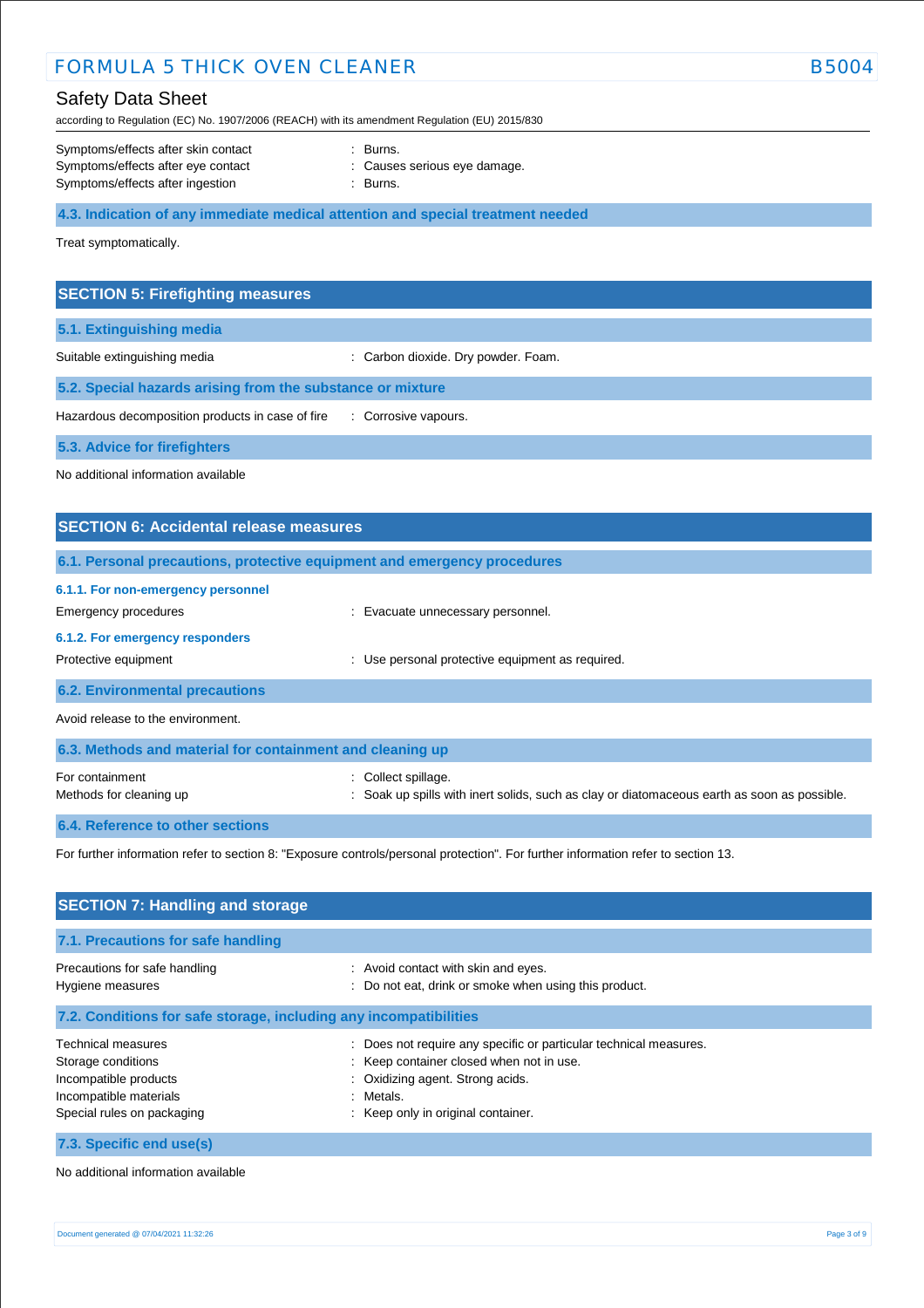Symptoms/effects after skin contact : Burns.
Symptoms/effects after eye contact : Causes serious eye damage.
Symptoms/effects after ingestion : Burns.

### 4.3. Indication of any immediate medical attention and special treatment needed

Treat symptomatically.

## SECTION 5: Firefighting measures

### 5.1. Extinguishing media

Suitable extinguishing media : Carbon dioxide. Dry powder. Foam.

### 5.2. Special hazards arising from the substance or mixture

Hazardous decomposition products in case of fire : Corrosive vapours.

### 5.3. Advice for firefighters

No additional information available

## SECTION 6: Accidental release measures

### 6.1. Personal precautions, protective equipment and emergency procedures

#### 6.1.1. For non-emergency personnel

Emergency procedures : Evacuate unnecessary personnel.

#### 6.1.2. For emergency responders

Protective equipment : Use personal protective equipment as required.

### 6.2. Environmental precautions

Avoid release to the environment.

### 6.3. Methods and material for containment and cleaning up

For containment : Collect spillage.
Methods for cleaning up : Soak up spills with inert solids, such as clay or diatomaceous earth as soon as possible.

### 6.4. Reference to other sections

For further information refer to section 8: "Exposure controls/personal protection". For further information refer to section 13.

## SECTION 7: Handling and storage

### 7.1. Precautions for safe handling

Precautions for safe handling : Avoid contact with skin and eyes.
Hygiene measures : Do not eat, drink or smoke when using this product.

### 7.2. Conditions for safe storage, including any incompatibilities

Technical measures : Does not require any specific or particular technical measures.
Storage conditions : Keep container closed when not in use.
Incompatible products : Oxidizing agent. Strong acids.
Incompatible materials : Metals.
Special rules on packaging : Keep only in original container.

### 7.3. Specific end use(s)

No additional information available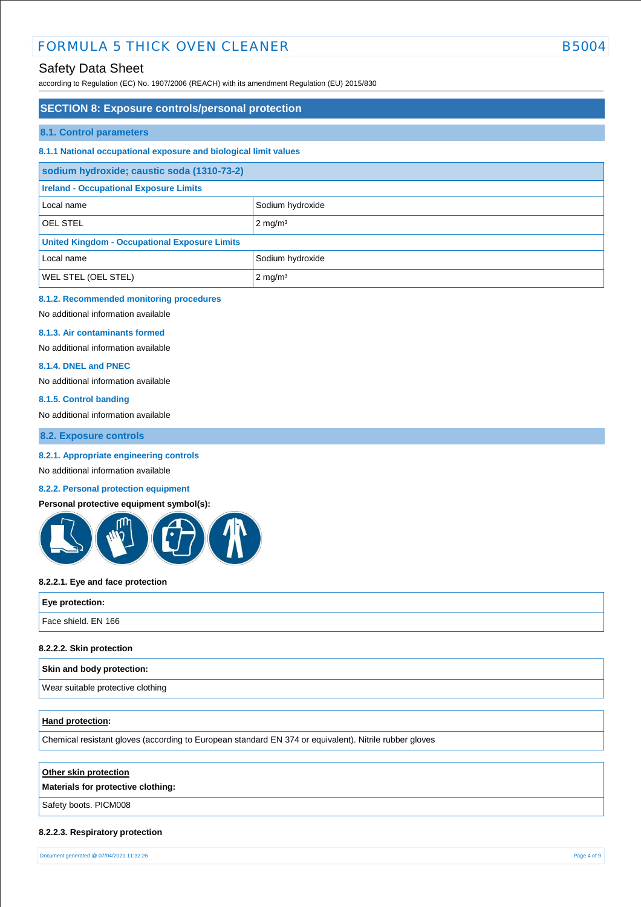## SECTION 8: Exposure controls/personal protection

### 8.1. Control parameters

#### 8.1.1 National occupational exposure and biological limit values

| sodium hydroxide; caustic soda (1310-73-2) | |
|---|---|
| **Ireland - Occupational Exposure Limits** | |
| Local name | Sodium hydroxide |
| OEL STEL | 2 mg/m³ |
| **United Kingdom - Occupational Exposure Limits** | |
| Local name | Sodium hydroxide |
| WEL STEL (OEL STEL) | 2 mg/m³ |

#### 8.1.2. Recommended monitoring procedures

No additional information available

#### 8.1.3. Air contaminants formed

No additional information available

#### 8.1.4. DNEL and PNEC

No additional information available

#### 8.1.5. Control banding

No additional information available

### 8.2. Exposure controls

#### 8.2.1. Appropriate engineering controls

No additional information available

#### 8.2.2. Personal protection equipment

**Personal protective equipment symbol(s):**

**8.2.2.1. Eye and face protection**

| Eye protection: |
|---|
| Face shield. EN 166 |

**8.2.2.2. Skin protection**

| Skin and body protection: |
|---|
| Wear suitable protective clothing |

| Hand protection: |
|---|
| Chemical resistant gloves (according to European standard EN 374 or equivalent). Nitrile rubber gloves |

| Other skin protection<br>Materials for protective clothing: |
|---|
| Safety boots. PICM008 |

**8.2.2.3. Respiratory protection**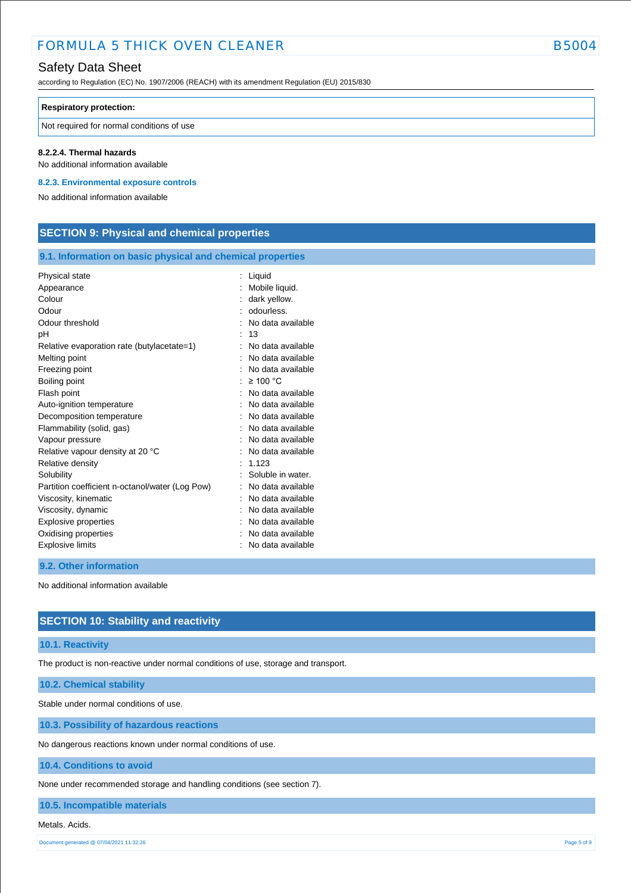| Respiratory protection: |
| --- |
| Not required for normal conditions of use |

**8.2.2.4. Thermal hazards**

No additional information available

### 8.2.3. Environmental exposure controls

No additional information available

## SECTION 9: Physical and chemical properties

### 9.1. Information on basic physical and chemical properties

| | |
| --- | --- |
| Physical state | : Liquid |
| Appearance | : Mobile liquid. |
| Colour | : dark yellow. |
| Odour | : odourless. |
| Odour threshold | : No data available |
| pH | : 13 |
| Relative evaporation rate (butylacetate=1) | : No data available |
| Melting point | : No data available |
| Freezing point | : No data available |
| Boiling point | : ≥ 100 °C |
| Flash point | : No data available |
| Auto-ignition temperature | : No data available |
| Decomposition temperature | : No data available |
| Flammability (solid, gas) | : No data available |
| Vapour pressure | : No data available |
| Relative vapour density at 20 °C | : No data available |
| Relative density | : 1.123 |
| Solubility | : Soluble in water. |
| Partition coefficient n-octanol/water (Log Pow) | : No data available |
| Viscosity, kinematic | : No data available |
| Viscosity, dynamic | : No data available |
| Explosive properties | : No data available |
| Oxidising properties | : No data available |
| Explosive limits | : No data available |

### 9.2. Other information

No additional information available

## SECTION 10: Stability and reactivity

### 10.1. Reactivity

The product is non-reactive under normal conditions of use, storage and transport.

### 10.2. Chemical stability

Stable under normal conditions of use.

### 10.3. Possibility of hazardous reactions

No dangerous reactions known under normal conditions of use.

### 10.4. Conditions to avoid

None under recommended storage and handling conditions (see section 7).

### 10.5. Incompatible materials

Metals. Acids.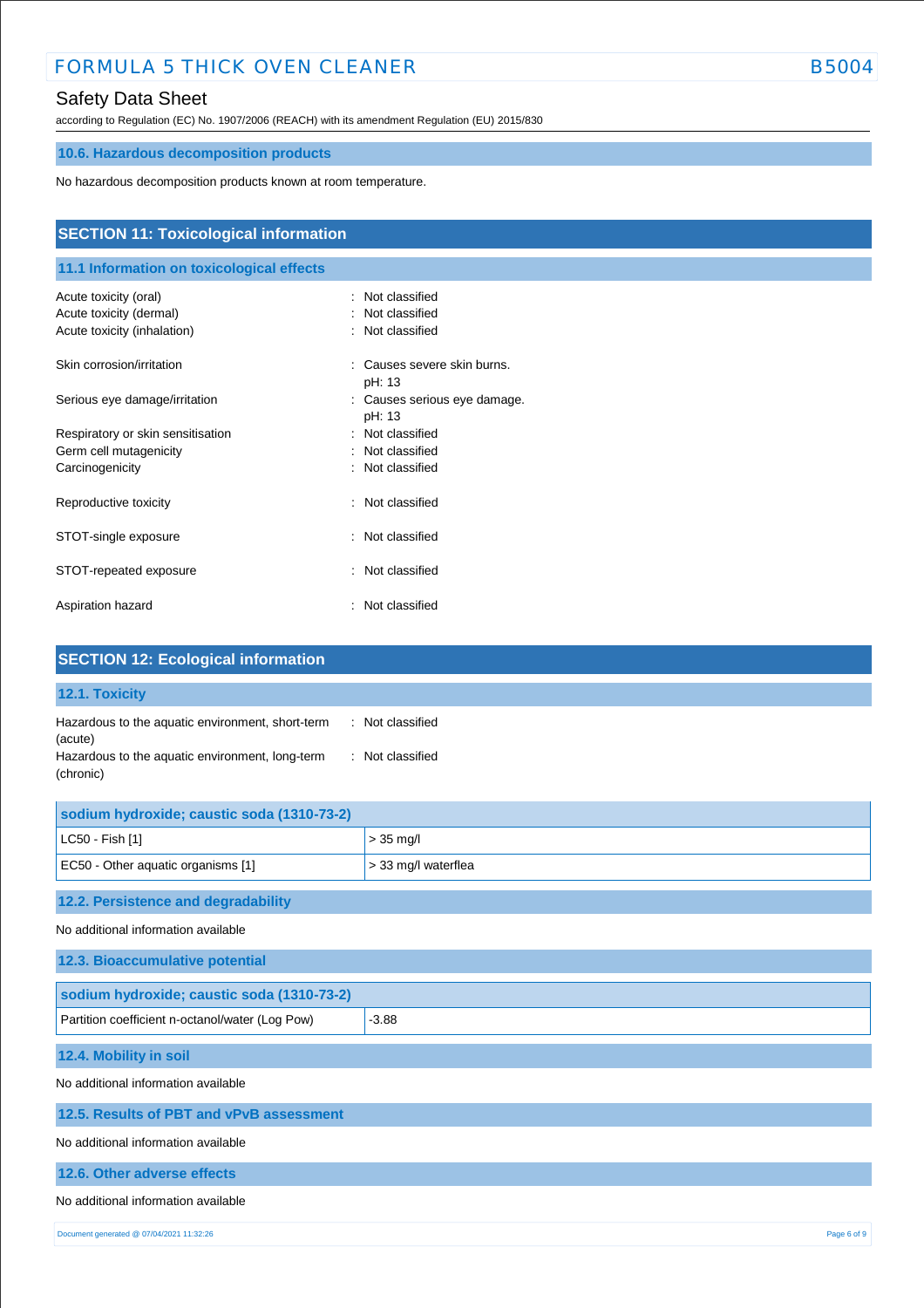### 10.6. Hazardous decomposition products

No hazardous decomposition products known at room temperature.

## SECTION 11: Toxicological information

### 11.1 Information on toxicological effects

| | |
|---|---|
| Acute toxicity (oral) | : Not classified |
| Acute toxicity (dermal) | : Not classified |
| Acute toxicity (inhalation) | : Not classified |
| Skin corrosion/irritation | : Causes severe skin burns. pH: 13 |
| Serious eye damage/irritation | : Causes serious eye damage. pH: 13 |
| Respiratory or skin sensitisation | : Not classified |
| Germ cell mutagenicity | : Not classified |
| Carcinogenicity | : Not classified |
| Reproductive toxicity | : Not classified |
| STOT-single exposure | : Not classified |
| STOT-repeated exposure | : Not classified |
| Aspiration hazard | : Not classified |

## SECTION 12: Ecological information

### 12.1. Toxicity

| | |
|---|---|
| Hazardous to the aquatic environment, short-term (acute) | : Not classified |
| Hazardous to the aquatic environment, long-term (chronic) | : Not classified |

| sodium hydroxide; caustic soda (1310-73-2) | |
|---|---|
| LC50 - Fish [1] | > 35 mg/l |
| EC50 - Other aquatic organisms [1] | > 33 mg/l waterflea |

### 12.2. Persistence and degradability

No additional information available

### 12.3. Bioaccumulative potential

| sodium hydroxide; caustic soda (1310-73-2) | |
|---|---|
| Partition coefficient n-octanol/water (Log Pow) | -3.88 |

### 12.4. Mobility in soil

No additional information available

### 12.5. Results of PBT and vPvB assessment

No additional information available

### 12.6. Other adverse effects

No additional information available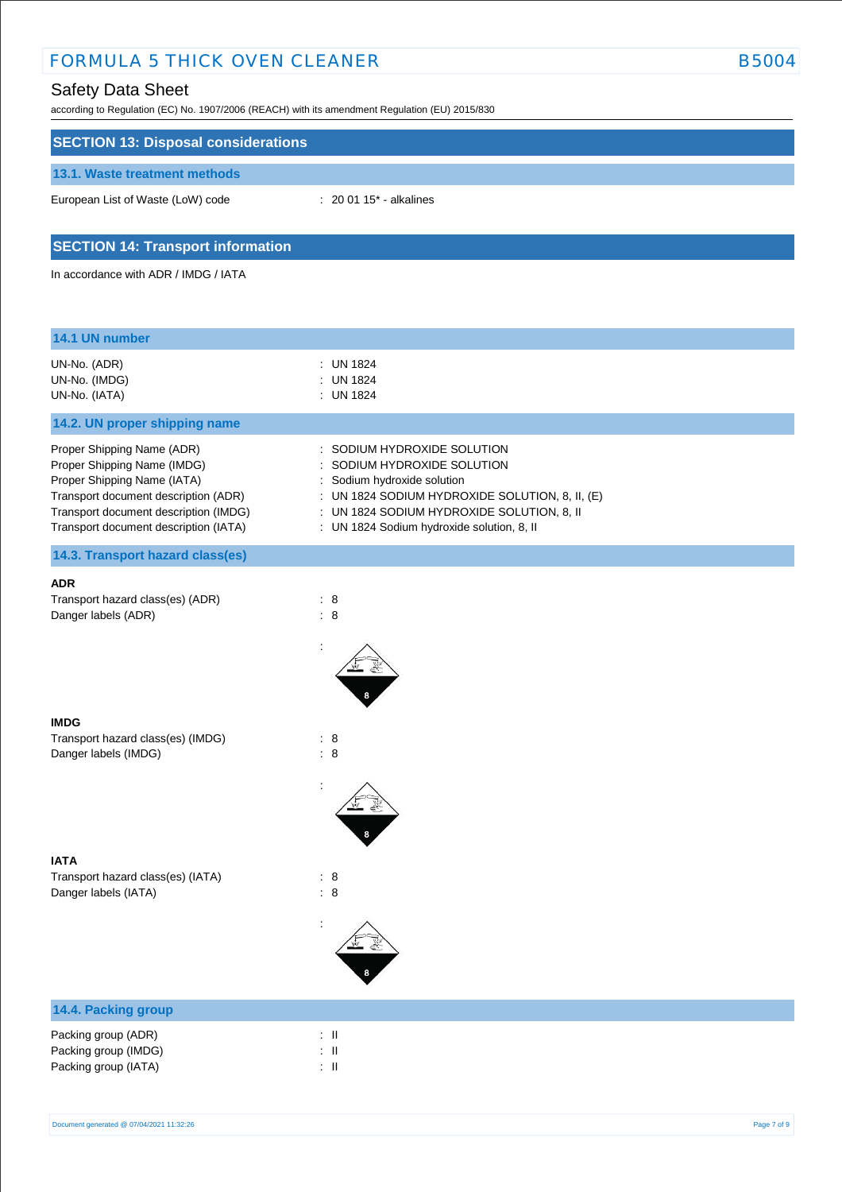## SECTION 13: Disposal considerations

### 13.1. Waste treatment methods

European List of Waste (LoW) code : 20 01 15* - alkalines

## SECTION 14: Transport information

In accordance with ADR / IMDG / IATA

### 14.1 UN number

UN-No. (ADR) : UN 1824
UN-No. (IMDG) : UN 1824
UN-No. (IATA) : UN 1824

### 14.2. UN proper shipping name

Proper Shipping Name (ADR) : SODIUM HYDROXIDE SOLUTION
Proper Shipping Name (IMDG) : SODIUM HYDROXIDE SOLUTION
Proper Shipping Name (IATA) : Sodium hydroxide solution
Transport document description (ADR) : UN 1824 SODIUM HYDROXIDE SOLUTION, 8, II, (E)
Transport document description (IMDG) : UN 1824 SODIUM HYDROXIDE SOLUTION, 8, II
Transport document description (IATA) : UN 1824 Sodium hydroxide solution, 8, II

### 14.3. Transport hazard class(es)

**ADR**

Transport hazard class(es) (ADR) : 8
Danger labels (ADR) : 8

:

**IMDG**

Transport hazard class(es) (IMDG) : 8
Danger labels (IMDG) : 8

:

**IATA**

Transport hazard class(es) (IATA) : 8
Danger labels (IATA) : 8

:

### 14.4. Packing group

Packing group (ADR) : II
Packing group (IMDG) : II
Packing group (IATA) : II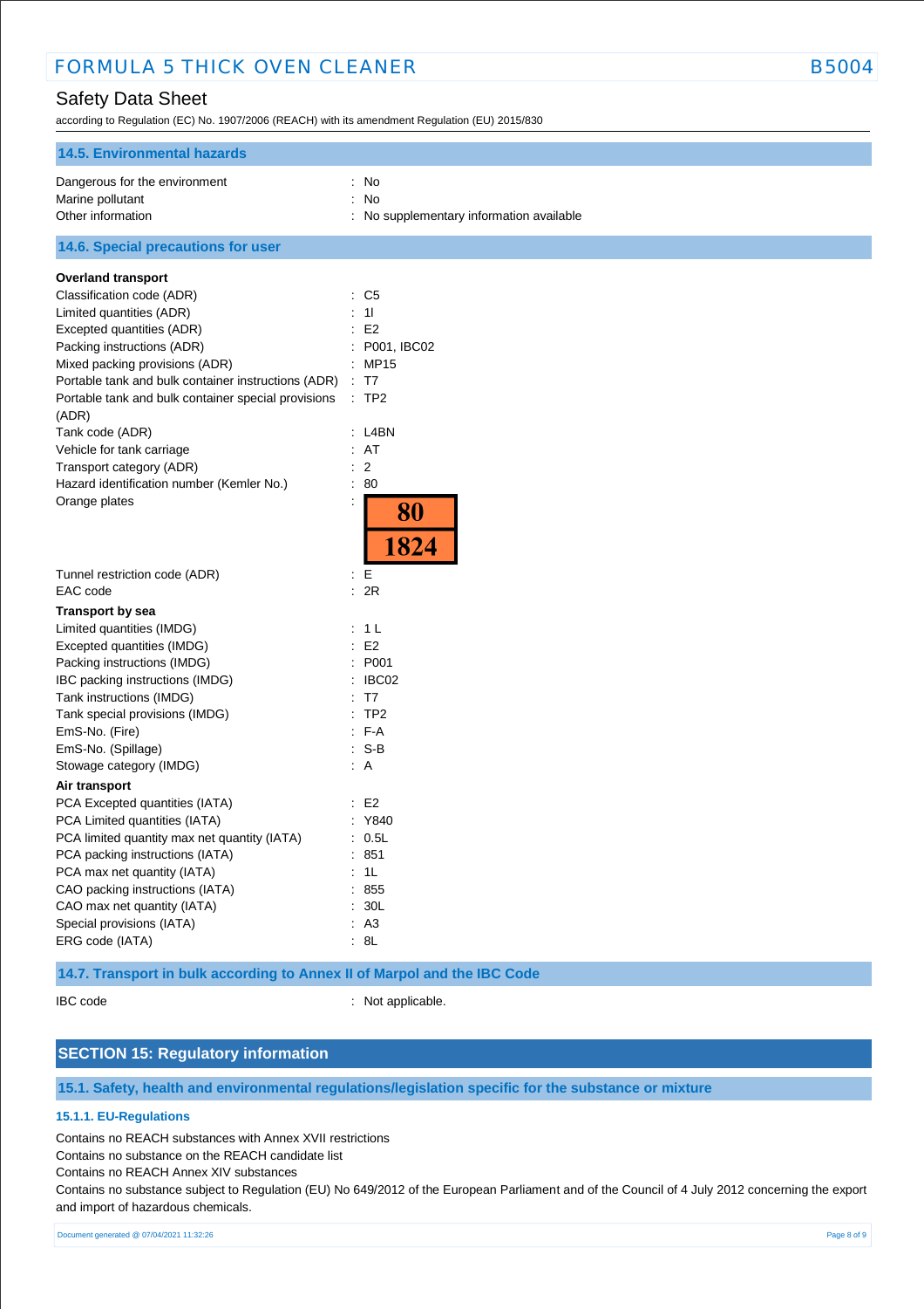### 14.5. Environmental hazards

Dangerous for the environment : No
Marine pollutant : No
Other information : No supplementary information available

### 14.6. Special precautions for user

**Overland transport**

Classification code (ADR) : C5
Limited quantities (ADR) : 1l
Excepted quantities (ADR) : E2
Packing instructions (ADR) : P001, IBC02
Mixed packing provisions (ADR) : MP15
Portable tank and bulk container instructions (ADR) : T7
Portable tank and bulk container special provisions (ADR) : TP2
Tank code (ADR) : L4BN
Vehicle for tank carriage : AT
Transport category (ADR) : 2
Hazard identification number (Kemler No.) : 80
Orange plates : 80 / 1824
Tunnel restriction code (ADR) : E
EAC code : 2R

**Transport by sea**

Limited quantities (IMDG) : 1 L
Excepted quantities (IMDG) : E2
Packing instructions (IMDG) : P001
IBC packing instructions (IMDG) : IBC02
Tank instructions (IMDG) : T7
Tank special provisions (IMDG) : TP2
EmS-No. (Fire) : F-A
EmS-No. (Spillage) : S-B
Stowage category (IMDG) : A

**Air transport**

PCA Excepted quantities (IATA) : E2
PCA Limited quantities (IATA) : Y840
PCA limited quantity max net quantity (IATA) : 0.5L
PCA packing instructions (IATA) : 851
PCA max net quantity (IATA) : 1L
CAO packing instructions (IATA) : 855
CAO max net quantity (IATA) : 30L
Special provisions (IATA) : A3
ERG code (IATA) : 8L

### 14.7. Transport in bulk according to Annex II of Marpol and the IBC Code

IBC code : Not applicable.

## SECTION 15: Regulatory information

### 15.1. Safety, health and environmental regulations/legislation specific for the substance or mixture

#### 15.1.1. EU-Regulations

Contains no REACH substances with Annex XVII restrictions
Contains no substance on the REACH candidate list
Contains no REACH Annex XIV substances
Contains no substance subject to Regulation (EU) No 649/2012 of the European Parliament and of the Council of 4 July 2012 concerning the export and import of hazardous chemicals.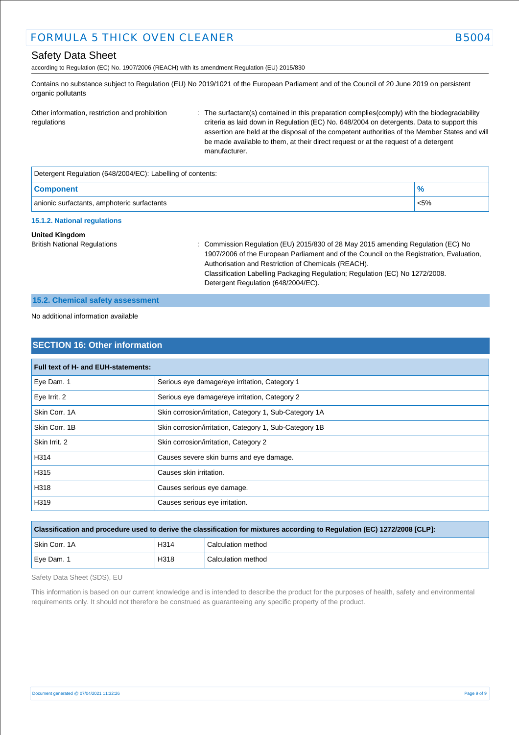Contains no substance subject to Regulation (EU) No 2019/1021 of the European Parliament and of the Council of 20 June 2019 on persistent organic pollutants

Other information, restriction and prohibition regulations : The surfactant(s) contained in this preparation complies(comply) with the biodegradability criteria as laid down in Regulation (EC) No. 648/2004 on detergents. Data to support this assertion are held at the disposal of the competent authorities of the Member States and will be made available to them, at their direct request or at the request of a detergent manufacturer.

| Detergent Regulation (648/2004/EC): Labelling of contents: | |
|---|---|
| **Component** | **%** |
| anionic surfactants, amphoteric surfactants | <5% |

#### 15.1.2. National regulations

**United Kingdom**

British National Regulations : Commission Regulation (EU) 2015/830 of 28 May 2015 amending Regulation (EC) No 1907/2006 of the European Parliament and of the Council on the Registration, Evaluation, Authorisation and Restriction of Chemicals (REACH).
Classification Labelling Packaging Regulation; Regulation (EC) No 1272/2008.
Detergent Regulation (648/2004/EC).

### 15.2. Chemical safety assessment

No additional information available

## SECTION 16: Other information

| Full text of H- and EUH-statements: | |
|---|---|
| Eye Dam. 1 | Serious eye damage/eye irritation, Category 1 |
| Eye Irrit. 2 | Serious eye damage/eye irritation, Category 2 |
| Skin Corr. 1A | Skin corrosion/irritation, Category 1, Sub-Category 1A |
| Skin Corr. 1B | Skin corrosion/irritation, Category 1, Sub-Category 1B |
| Skin Irrit. 2 | Skin corrosion/irritation, Category 2 |
| H314 | Causes severe skin burns and eye damage. |
| H315 | Causes skin irritation. |
| H318 | Causes serious eye damage. |
| H319 | Causes serious eye irritation. |

| Classification and procedure used to derive the classification for mixtures according to Regulation (EC) 1272/2008 [CLP]: | | |
|---|---|---|
| Skin Corr. 1A | H314 | Calculation method |
| Eye Dam. 1 | H318 | Calculation method |

Safety Data Sheet (SDS), EU

This information is based on our current knowledge and is intended to describe the product for the purposes of health, safety and environmental requirements only. It should not therefore be construed as guaranteeing any specific property of the product.